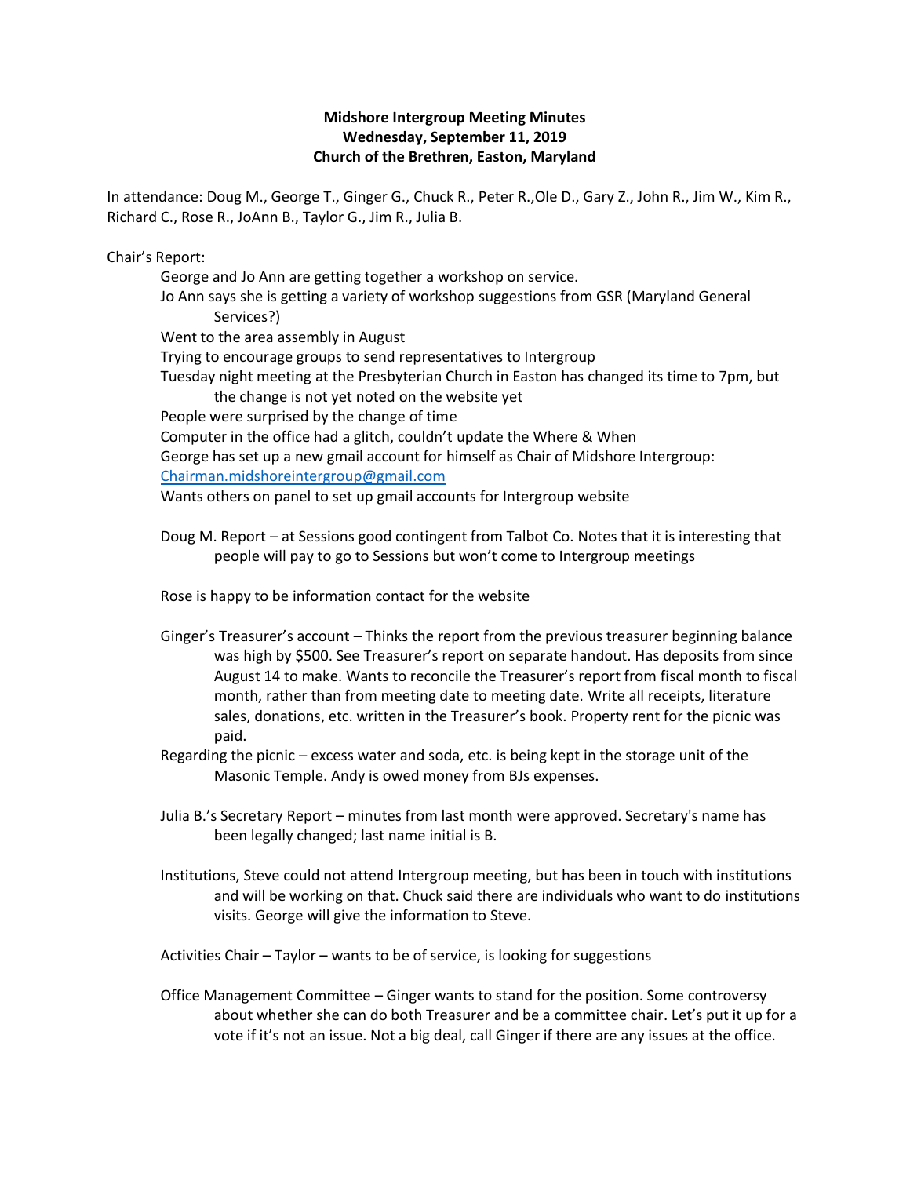**Midshore Intergroup Meeting Minutes**
**Wednesday, September 11, 2019**
**Church of the Brethren, Easton, Maryland**

In attendance: Doug M., George T., Ginger G., Chuck R., Peter R.,Ole D., Gary Z., John R., Jim W., Kim R., Richard C., Rose R., JoAnn B., Taylor G., Jim R., Julia B.

Chair's Report:

George and Jo Ann are getting together a workshop on service.

Jo Ann says she is getting a variety of workshop suggestions from GSR (Maryland General Services?)

Went to the area assembly in August

Trying to encourage groups to send representatives to Intergroup

Tuesday night meeting at the Presbyterian Church in Easton has changed its time to 7pm, but the change is not yet noted on the website yet

People were surprised by the change of time

Computer in the office had a glitch, couldn't update the Where & When

George has set up a new gmail account for himself as Chair of Midshore Intergroup: Chairman.midshoreintergroup@gmail.com

Wants others on panel to set up gmail accounts for Intergroup website

Doug M. Report – at Sessions good contingent from Talbot Co. Notes that it is interesting that people will pay to go to Sessions but won't come to Intergroup meetings

Rose is happy to be information contact for the website

Ginger's Treasurer's account – Thinks the report from the previous treasurer beginning balance was high by $500. See Treasurer's report on separate handout. Has deposits from since August 14 to make. Wants to reconcile the Treasurer's report from fiscal month to fiscal month, rather than from meeting date to meeting date. Write all receipts, literature sales, donations, etc. written in the Treasurer's book. Property rent for the picnic was paid.

Regarding the picnic – excess water and soda, etc. is being kept in the storage unit of the Masonic Temple. Andy is owed money from BJs expenses.

Julia B.'s Secretary Report – minutes from last month were approved. Secretary's name has been legally changed; last name initial is B.

Institutions, Steve could not attend Intergroup meeting, but has been in touch with institutions and will be working on that. Chuck said there are individuals who want to do institutions visits. George will give the information to Steve.

Activities Chair – Taylor – wants to be of service, is looking for suggestions

Office Management Committee – Ginger wants to stand for the position. Some controversy about whether she can do both Treasurer and be a committee chair. Let's put it up for a vote if it's not an issue. Not a big deal, call Ginger if there are any issues at the office.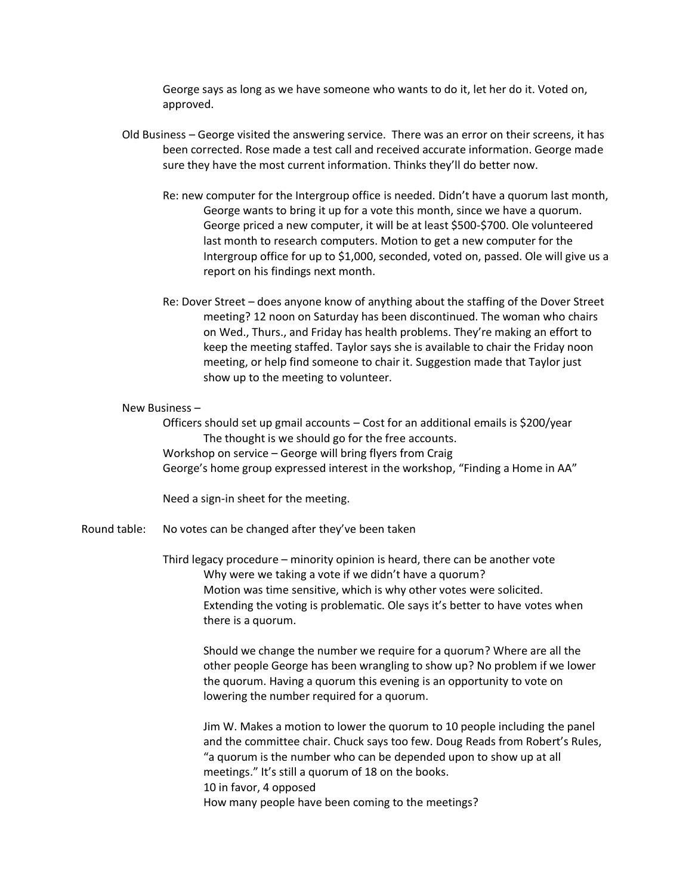George says as long as we have someone who wants to do it, let her do it. Voted on, approved.

Old Business – George visited the answering service. There was an error on their screens, it has been corrected. Rose made a test call and received accurate information. George made sure they have the most current information. Thinks they'll do better now.

Re: new computer for the Intergroup office is needed. Didn't have a quorum last month, George wants to bring it up for a vote this month, since we have a quorum. George priced a new computer, it will be at least $500-$700. Ole volunteered last month to research computers. Motion to get a new computer for the Intergroup office for up to $1,000, seconded, voted on, passed. Ole will give us a report on his findings next month.

Re: Dover Street – does anyone know of anything about the staffing of the Dover Street meeting? 12 noon on Saturday has been discontinued. The woman who chairs on Wed., Thurs., and Friday has health problems. They're making an effort to keep the meeting staffed. Taylor says she is available to chair the Friday noon meeting, or help find someone to chair it. Suggestion made that Taylor just show up to the meeting to volunteer.

New Business –

Officers should set up gmail accounts – Cost for an additional emails is $200/year
The thought is we should go for the free accounts.

Workshop on service – George will bring flyers from Craig

George's home group expressed interest in the workshop, "Finding a Home in AA"

Need a sign-in sheet for the meeting.

Round table: No votes can be changed after they've been taken

Third legacy procedure – minority opinion is heard, there can be another vote

Why were we taking a vote if we didn't have a quorum?

Motion was time sensitive, which is why other votes were solicited.

Extending the voting is problematic. Ole says it's better to have votes when there is a quorum.

Should we change the number we require for a quorum? Where are all the other people George has been wrangling to show up? No problem if we lower the quorum. Having a quorum this evening is an opportunity to vote on lowering the number required for a quorum.

Jim W. Makes a motion to lower the quorum to 10 people including the panel and the committee chair. Chuck says too few. Doug Reads from Robert's Rules, "a quorum is the number who can be depended upon to show up at all meetings." It's still a quorum of 18 on the books.

10 in favor, 4 opposed

How many people have been coming to the meetings?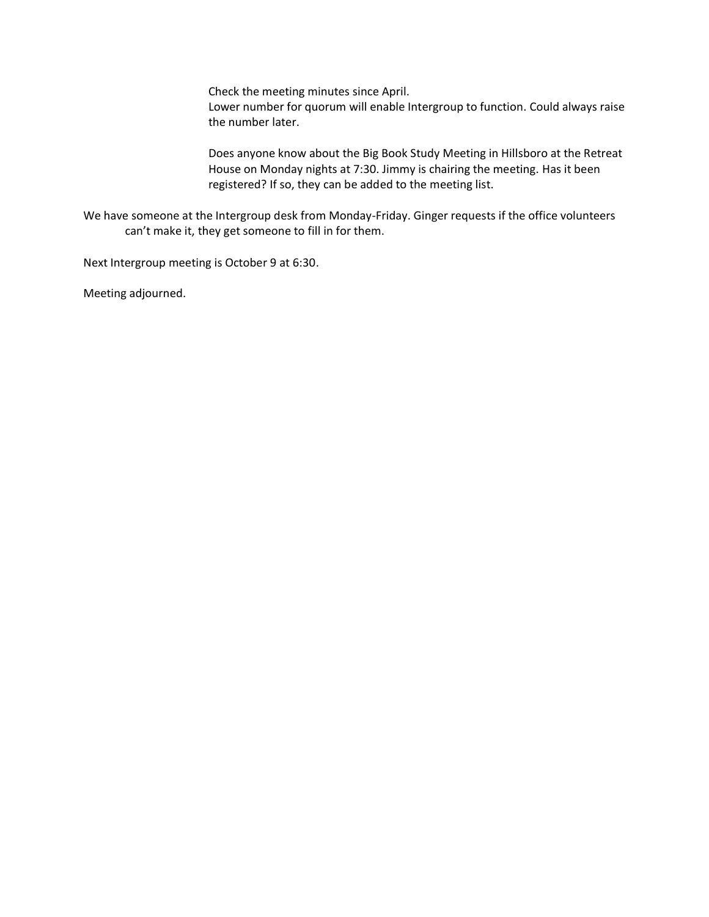Check the meeting minutes since April.
Lower number for quorum will enable Intergroup to function. Could always raise the number later.

Does anyone know about the Big Book Study Meeting in Hillsboro at the Retreat House on Monday nights at 7:30. Jimmy is chairing the meeting. Has it been registered? If so, they can be added to the meeting list.

We have someone at the Intergroup desk from Monday-Friday. Ginger requests if the office volunteers can't make it, they get someone to fill in for them.

Next Intergroup meeting is October 9 at 6:30.

Meeting adjourned.